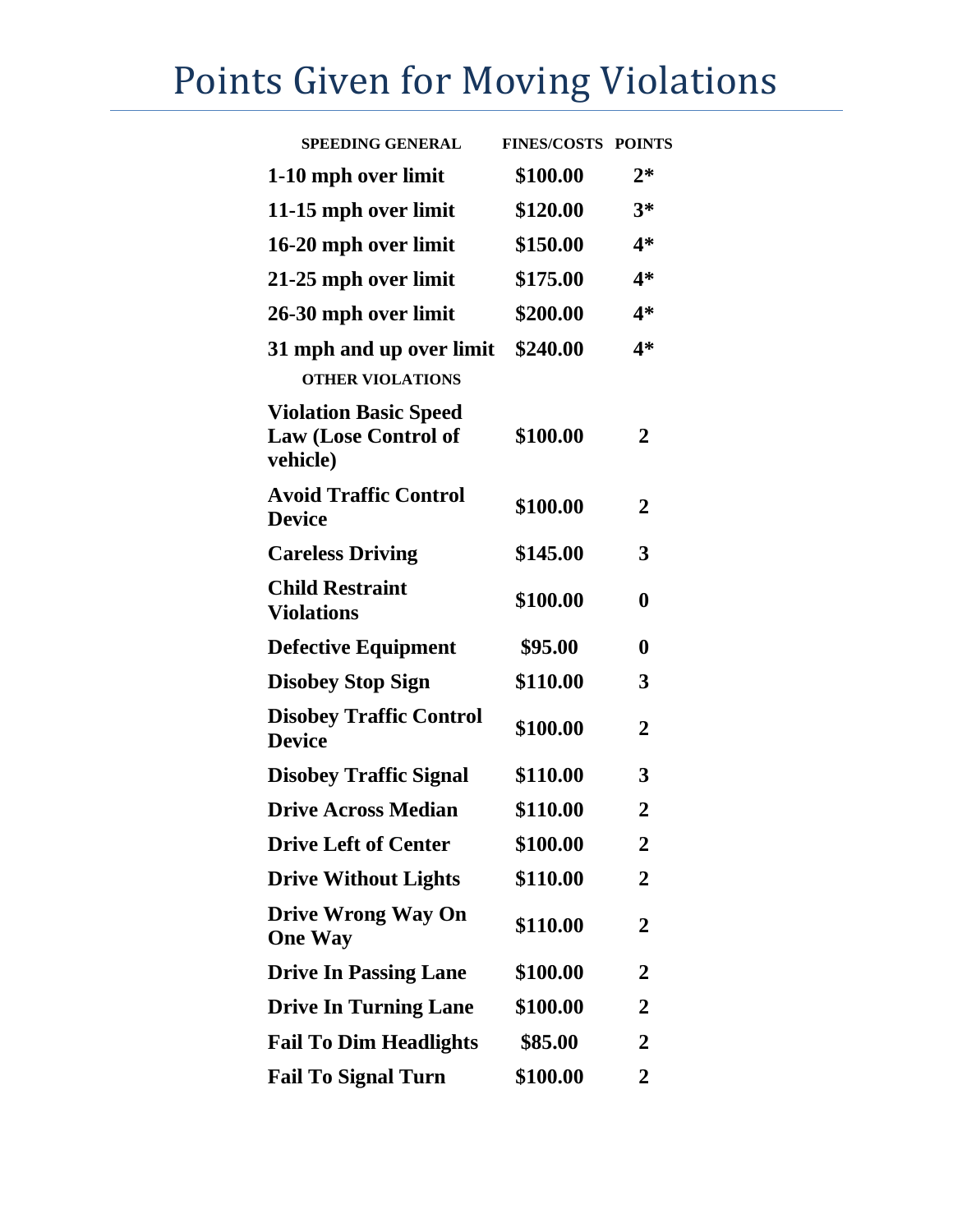# Points Given for Moving Violations

| SPEEDING GENERAL | FINES/COSTS | POINTS |
|---|---|---|
| **1-10 mph over limit** | **$100.00** | **2*** |
| **11-15 mph over limit** | **$120.00** | **3*** |
| **16-20 mph over limit** | **$150.00** | **4*** |
| **21-25 mph over limit** | **$175.00** | **4*** |
| **26-30 mph over limit** | **$200.00** | **4*** |
| **31 mph and up over limit** | **$240.00** | **4*** |
| **OTHER VIOLATIONS** | | |
| **Violation Basic Speed Law (Lose Control of vehicle)** | **$100.00** | **2** |
| **Avoid Traffic Control Device** | **$100.00** | **2** |
| **Careless Driving** | **$145.00** | **3** |
| **Child Restraint Violations** | **$100.00** | **0** |
| **Defective Equipment** | **$95.00** | **0** |
| **Disobey Stop Sign** | **$110.00** | **3** |
| **Disobey Traffic Control Device** | **$100.00** | **2** |
| **Disobey Traffic Signal** | **$110.00** | **3** |
| **Drive Across Median** | **$110.00** | **2** |
| **Drive Left of Center** | **$100.00** | **2** |
| **Drive Without Lights** | **$110.00** | **2** |
| **Drive Wrong Way On One Way** | **$110.00** | **2** |
| **Drive In Passing Lane** | **$100.00** | **2** |
| **Drive In Turning Lane** | **$100.00** | **2** |
| **Fail To Dim Headlights** | **$85.00** | **2** |
| **Fail To Signal Turn** | **$100.00** | **2** |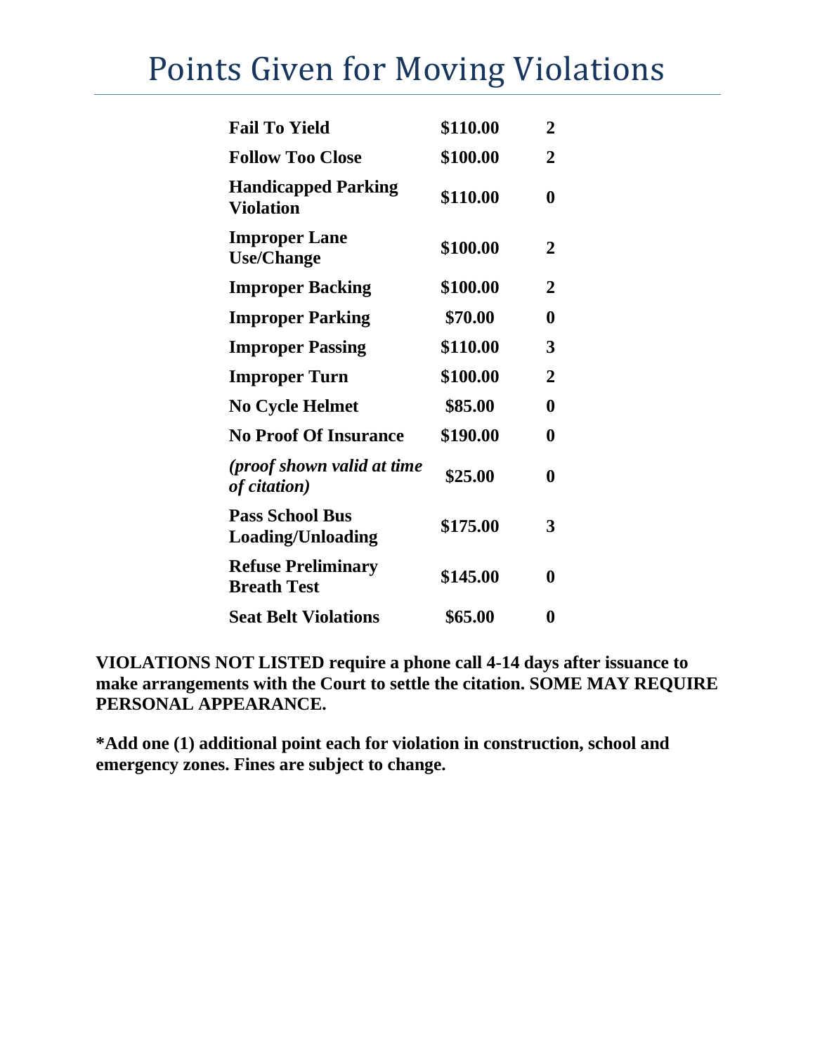# Points Given for Moving Violations

| | | |
|---|---|---|
| **Fail To Yield** | **$110.00** | **2** |
| **Follow Too Close** | **$100.00** | **2** |
| **Handicapped Parking Violation** | **$110.00** | **0** |
| **Improper Lane Use/Change** | **$100.00** | **2** |
| **Improper Backing** | **$100.00** | **2** |
| **Improper Parking** | **$70.00** | **0** |
| **Improper Passing** | **$110.00** | **3** |
| **Improper Turn** | **$100.00** | **2** |
| **No Cycle Helmet** | **$85.00** | **0** |
| **No Proof Of Insurance** | **$190.00** | **0** |
| ***(proof shown valid at time of citation)*** | **$25.00** | **0** |
| **Pass School Bus Loading/Unloading** | **$175.00** | **3** |
| **Refuse Preliminary Breath Test** | **$145.00** | **0** |
| **Seat Belt Violations** | **$65.00** | **0** |

**VIOLATIONS NOT LISTED require a phone call 4-14 days after issuance to make arrangements with the Court to settle the citation. SOME MAY REQUIRE PERSONAL APPEARANCE.**

**\*Add one (1) additional point each for violation in construction, school and emergency zones. Fines are subject to change.**